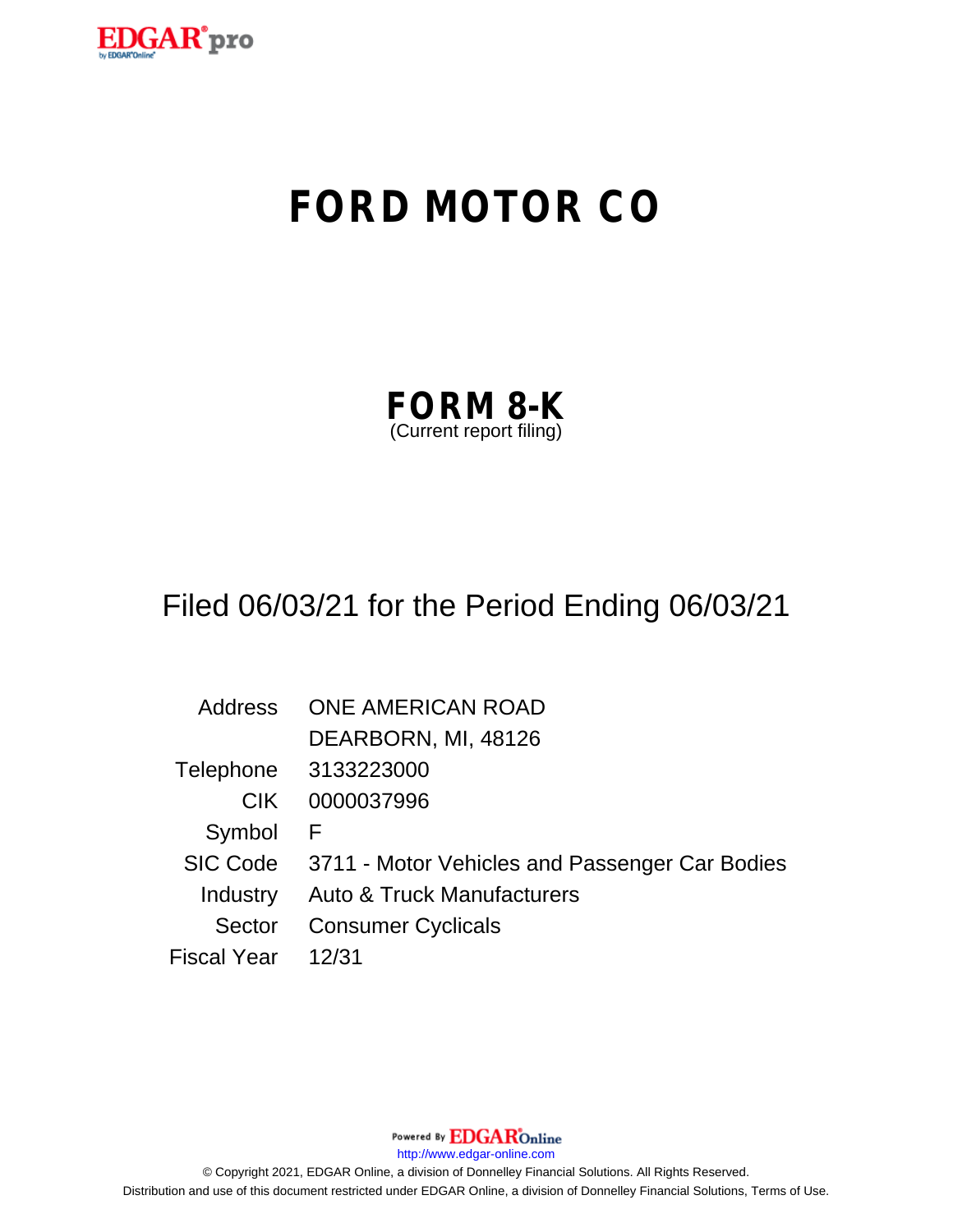# FORD MOTOR CO

## FORM 8-K

(Current report filing)

Filed 06/03/21 for the Period Ending 06/03/21

| | |
|---|---|
| Address | ONE AMERICAN ROAD |
| | DEARBORN, MI, 48126 |
| Telephone | 3133223000 |
| CIK | 0000037996 |
| Symbol | F |
| SIC Code | 3711 - Motor Vehicles and Passenger Car Bodies |
| Industry | Auto & Truck Manufacturers |
| Sector | Consumer Cyclicals |
| Fiscal Year | 12/31 |

Powered By EDGAR Online

http://www.edgar-online.com

© Copyright 2021, EDGAR Online, a division of Donnelley Financial Solutions. All Rights Reserved.
Distribution and use of this document restricted under EDGAR Online, a division of Donnelley Financial Solutions, Terms of Use.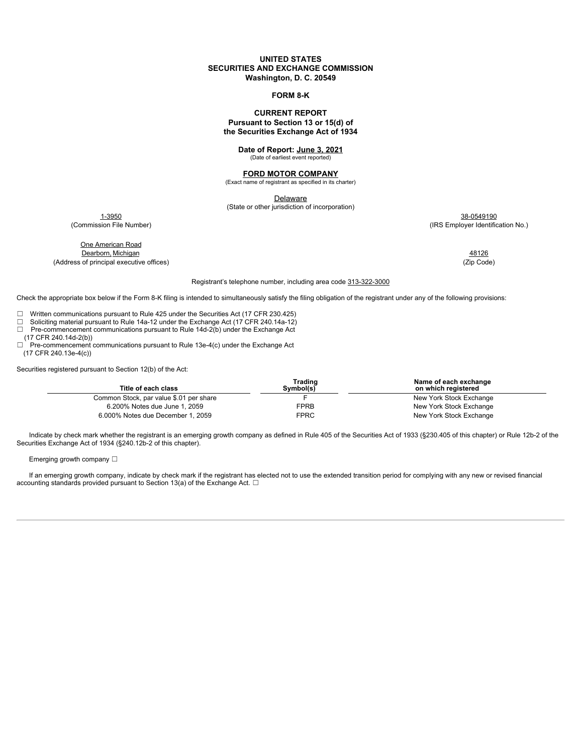**UNITED STATES**
**SECURITIES AND EXCHANGE COMMISSION**
**Washington, D. C. 20549**

**FORM 8-K**

**CURRENT REPORT**
**Pursuant to Section 13 or 15(d) of**
**the Securities Exchange Act of 1934**

**Date of Report: June 3, 2021**
(Date of earliest event reported)

**FORD MOTOR COMPANY**
(Exact name of registrant as specified in its charter)

Delaware
(State or other jurisdiction of incorporation)

| 1-3950 | 38-0549190 |
|---|---|
| (Commission File Number) | (IRS Employer Identification No.) |

| One American Road Dearborn, Michigan | 48126 |
|---|---|
| (Address of principal executive offices) | (Zip Code) |

Registrant's telephone number, including area code 313-322-3000

Check the appropriate box below if the Form 8-K filing is intended to simultaneously satisfy the filing obligation of the registrant under any of the following provisions:

☐ Written communications pursuant to Rule 425 under the Securities Act (17 CFR 230.425)
☐ Soliciting material pursuant to Rule 14a-12 under the Exchange Act (17 CFR 240.14a-12)
☐ Pre-commencement communications pursuant to Rule 14d-2(b) under the Exchange Act (17 CFR 240.14d-2(b))
☐ Pre-commencement communications pursuant to Rule 13e-4(c) under the Exchange Act (17 CFR 240.13e-4(c))

Securities registered pursuant to Section 12(b) of the Act:

| Title of each class | Trading Symbol(s) | Name of each exchange on which registered |
|---|---|---|
| Common Stock, par value $.01 per share | F | New York Stock Exchange |
| 6.200% Notes due June 1, 2059 | FPRB | New York Stock Exchange |
| 6.000% Notes due December 1, 2059 | FPRC | New York Stock Exchange |

Indicate by check mark whether the registrant is an emerging growth company as defined in Rule 405 of the Securities Act of 1933 (§230.405 of this chapter) or Rule 12b-2 of the Securities Exchange Act of 1934 (§240.12b-2 of this chapter).

Emerging growth company ☐

If an emerging growth company, indicate by check mark if the registrant has elected not to use the extended transition period for complying with any new or revised financial accounting standards provided pursuant to Section 13(a) of the Exchange Act. ☐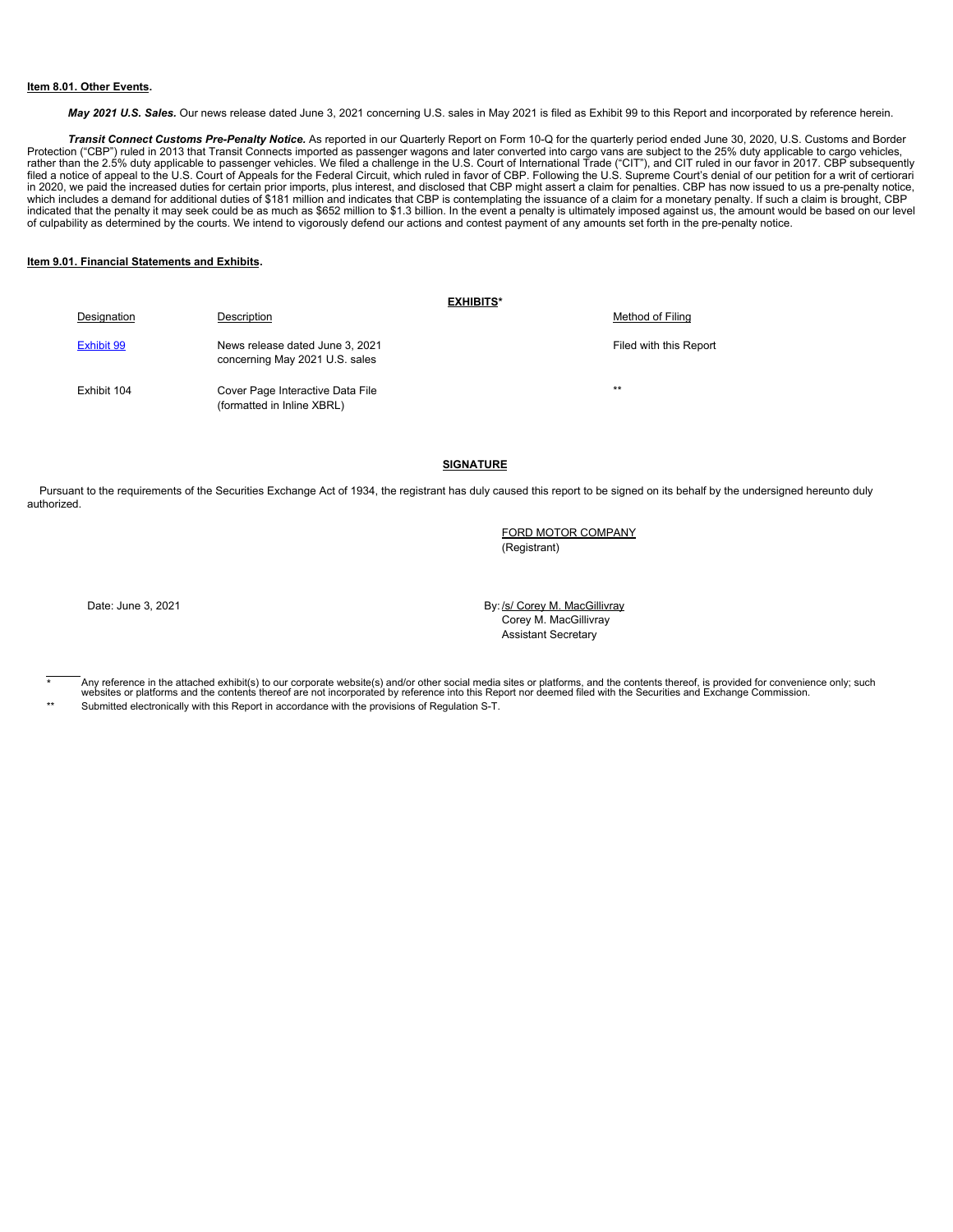**Item 8.01. Other Events.**

***May 2021 U.S. Sales.*** Our news release dated June 3, 2021 concerning U.S. sales in May 2021 is filed as Exhibit 99 to this Report and incorporated by reference herein.

***Transit Connect Customs Pre-Penalty Notice.*** As reported in our Quarterly Report on Form 10-Q for the quarterly period ended June 30, 2020, U.S. Customs and Border Protection ("CBP") ruled in 2013 that Transit Connects imported as passenger wagons and later converted into cargo vans are subject to the 25% duty applicable to cargo vehicles, rather than the 2.5% duty applicable to passenger vehicles. We filed a challenge in the U.S. Court of International Trade ("CIT"), and CIT ruled in our favor in 2017. CBP subsequently filed a notice of appeal to the U.S. Court of Appeals for the Federal Circuit, which ruled in favor of CBP. Following the U.S. Supreme Court's denial of our petition for a writ of certiorari in 2020, we paid the increased duties for certain prior imports, plus interest, and disclosed that CBP might assert a claim for penalties. CBP has now issued to us a pre-penalty notice, which includes a demand for additional duties of $181 million and indicates that CBP is contemplating the issuance of a claim for a monetary penalty. If such a claim is brought, CBP indicated that the penalty it may seek could be as much as $652 million to $1.3 billion. In the event a penalty is ultimately imposed against us, the amount would be based on our level of culpability as determined by the courts. We intend to vigorously defend our actions and contest payment of any amounts set forth in the pre-penalty notice.

**Item 9.01. Financial Statements and Exhibits.**

**EXHIBITS***

| Designation | Description | Method of Filing |
| --- | --- | --- |
| Exhibit 99 | News release dated June 3, 2021 concerning May 2021 U.S. sales | Filed with this Report |
| Exhibit 104 | Cover Page Interactive Data File (formatted in Inline XBRL) | ** |

**SIGNATURE**

Pursuant to the requirements of the Securities Exchange Act of 1934, the registrant has duly caused this report to be signed on its behalf by the undersigned hereunto duly authorized.

FORD MOTOR COMPANY
(Registrant)

Date: June 3, 2021

By: /s/ Corey M. MacGillivray
Corey M. MacGillivray
Assistant Secretary

\* Any reference in the attached exhibit(s) to our corporate website(s) and/or other social media sites or platforms, and the contents thereof, is provided for convenience only; such websites or platforms and the contents thereof are not incorporated by reference into this Report nor deemed filed with the Securities and Exchange Commission.

\*\* Submitted electronically with this Report in accordance with the provisions of Regulation S-T.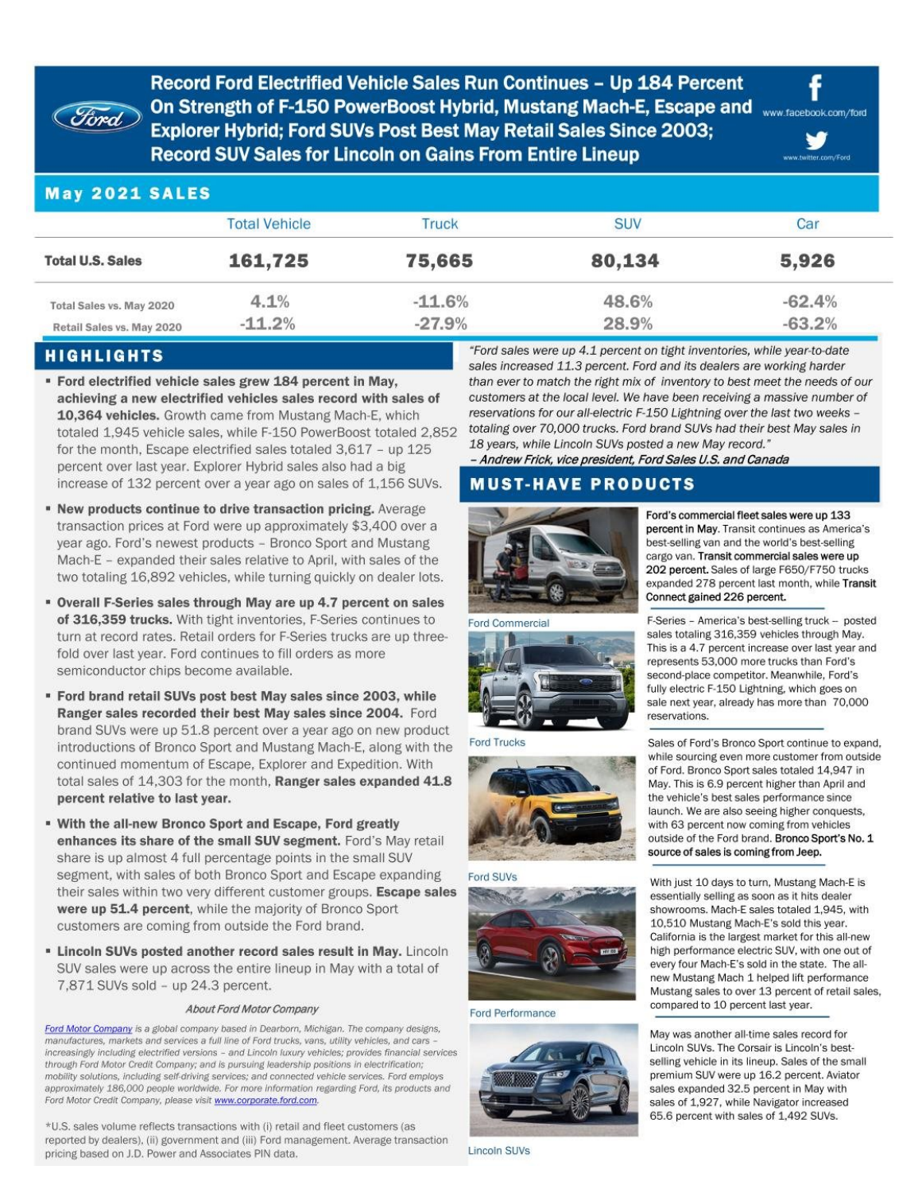# Record Ford Electrified Vehicle Sales Run Continues – Up 184 Percent On Strength of F-150 PowerBoost Hybrid, Mustang Mach-E, Escape and Explorer Hybrid; Ford SUVs Post Best May Retail Sales Since 2003; Record SUV Sales for Lincoln on Gains From Entire Lineup

www.facebook.com/ford

www.twitter.com/Ford

## May 2021 SALES

| | Total Vehicle | Truck | SUV | Car |
|---|---|---|---|---|
| **Total U.S. Sales** | **161,725** | **75,665** | **80,134** | **5,926** |
| Total Sales vs. May 2020 | 4.1% | -11.6% | 48.6% | -62.4% |
| Retail Sales vs. May 2020 | -11.2% | -27.9% | 28.9% | -63.2% |

## HIGHLIGHTS

- **Ford electrified vehicle sales grew 184 percent in May, achieving a new electrified vehicles sales record with sales of 10,364 vehicles.** Growth came from Mustang Mach-E, which totaled 1,945 vehicle sales, while F-150 PowerBoost totaled 2,852 for the month, Escape electrified sales totaled 3,617 – up 125 percent over last year. Explorer Hybrid sales also had a big increase of 132 percent over a year ago on sales of 1,156 SUVs.
- **New products continue to drive transaction pricing.** Average transaction prices at Ford were up approximately $3,400 over a year ago. Ford's newest products – Bronco Sport and Mustang Mach-E – expanded their sales relative to April, with sales of the two totaling 16,892 vehicles, while turning quickly on dealer lots.
- **Overall F-Series sales through May are up 4.7 percent on sales of 316,359 trucks.** With tight inventories, F-Series continues to turn at record rates. Retail orders for F-Series trucks are up three-fold over last year. Ford continues to fill orders as more semiconductor chips become available.
- **Ford brand retail SUVs post best May sales since 2003, while Ranger sales recorded their best May sales since 2004.** Ford brand SUVs were up 51.8 percent over a year ago on new product introductions of Bronco Sport and Mustang Mach-E, along with the continued momentum of Escape, Explorer and Expedition. With total sales of 14,303 for the month, **Ranger sales expanded 41.8 percent relative to last year.**
- **With the all-new Bronco Sport and Escape, Ford greatly enhances its share of the small SUV segment.** Ford's May retail share is up almost 4 full percentage points in the small SUV segment, with sales of both Bronco Sport and Escape expanding their sales within two very different customer groups. **Escape sales were up 51.4 percent**, while the majority of Bronco Sport customers are coming from outside the Ford brand.
- **Lincoln SUVs posted another record sales result in May.** Lincoln SUV sales were up across the entire lineup in May with a total of 7,871 SUVs sold – up 24.3 percent.

*"Ford sales were up 4.1 percent on tight inventories, while year-to-date sales increased 11.3 percent. Ford and its dealers are working harder than ever to match the right mix of inventory to best meet the needs of our customers at the local level. We have been receiving a massive number of reservations for our all-electric F-150 Lightning over the last two weeks – totaling over 70,000 trucks. Ford brand SUVs had their best May sales in 18 years, while Lincoln SUVs posted a new May record."*
*– Andrew Frick, vice president, Ford Sales U.S. and Canada*

## MUST-HAVE PRODUCTS

Ford Commercial

**Ford's commercial fleet sales were up 133 percent in May.** Transit continues as America's best-selling van and the world's best-selling cargo van. **Transit commercial sales were up 202 percent.** Sales of large F650/F750 trucks expanded 278 percent last month, while **Transit Connect gained 226 percent.**

Ford Trucks

F-Series – America's best-selling truck – posted sales totaling 316,359 vehicles through May. This is a 4.7 percent increase over last year and represents 53,000 more trucks than Ford's second-place competitor. Meanwhile, Ford's fully electric F-150 Lightning, which goes on sale next year, already has more than 70,000 reservations.

Ford SUVs

Sales of Ford's Bronco Sport continue to expand, while sourcing even more customer from outside of Ford. Bronco Sport sales totaled 14,947 in May. This is 6.9 percent higher than April and the vehicle's best sales performance since launch. We are also seeing higher conquests, with 63 percent now coming from vehicles outside of the Ford brand. **Bronco Sport's No. 1 source of sales is coming from Jeep.**

Ford Performance

With just 10 days to turn, Mustang Mach-E is essentially selling as soon as it hits dealer showrooms. Mach-E sales totaled 1,945, with 10,510 Mustang Mach-E's sold this year. California is the largest market for this all-new high performance electric SUV, with one out of every four Mach-E's sold in the state. The all-new Mustang Mach 1 helped lift performance Mustang sales to over 13 percent of retail sales, compared to 10 percent last year.

Lincoln SUVs

May was another all-time sales record for Lincoln SUVs. The Corsair is Lincoln's best-selling vehicle in its lineup. Sales of the small premium SUV were up 16.2 percent. Aviator sales expanded 32.5 percent in May with sales of 1,927, while Navigator increased 65.6 percent with sales of 1,492 SUVs.

### *About Ford Motor Company*

*Ford Motor Company is a global company based in Dearborn, Michigan. The company designs, manufactures, markets and services a full line of Ford trucks, vans, utility vehicles, and cars – increasingly including electrified versions – and Lincoln luxury vehicles; provides financial services through Ford Motor Credit Company; and is pursuing leadership positions in electrification; mobility solutions, including self-driving services; and connected vehicle services. Ford employs approximately 186,000 people worldwide. For more information regarding Ford, its products and Ford Motor Credit Company, please visit www.corporate.ford.com.*

*U.S. sales volume reflects transactions with (i) retail and fleet customers (as reported by dealers), (ii) government and (iii) Ford management. Average transaction pricing based on J.D. Power and Associates PIN data.